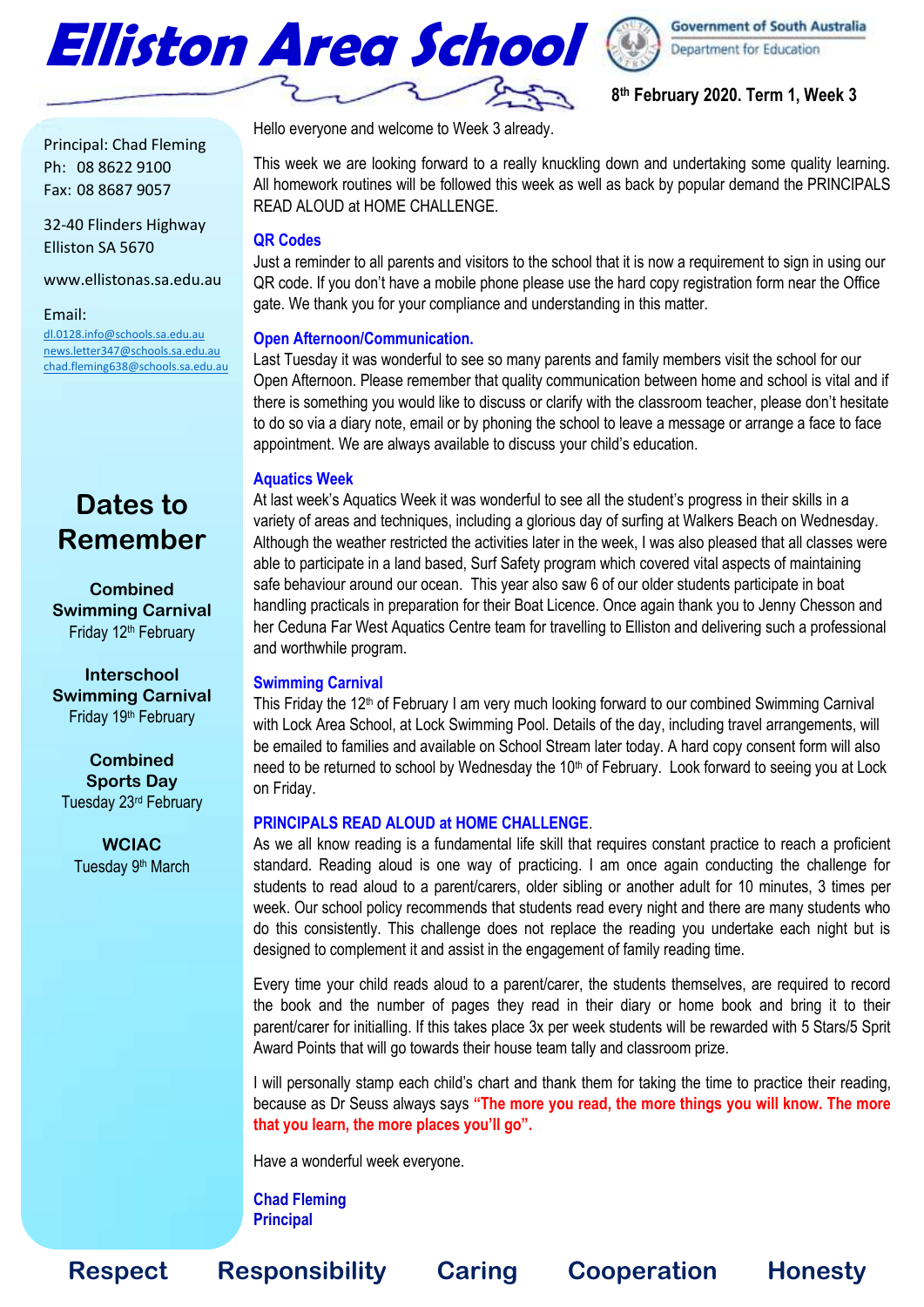# Elliston Area School

Government of South Australia
Department for Education

**8th February 2020. Term 1, Week 3**

Principal: Chad Fleming
Ph: 08 8622 9100
Fax: 08 8687 9057

32-40 Flinders Highway
Elliston SA 5670

www.ellistonas.sa.edu.au

Email:
dl.0128.info@schools.sa.edu.au
news.letter347@schools.sa.edu.au
chad.fleming638@schools.sa.edu.au

## Dates to Remember

**Combined Swimming Carnival**
Friday 12th February

**Interschool Swimming Carnival**
Friday 19th February

**Combined Sports Day**
Tuesday 23rd February

**WCIAC**
Tuesday 9th March

Hello everyone and welcome to Week 3 already.

This week we are looking forward to a really knuckling down and undertaking some quality learning. All homework routines will be followed this week as well as back by popular demand the PRINCIPALS READ ALOUD at HOME CHALLENGE.

### QR Codes

Just a reminder to all parents and visitors to the school that it is now a requirement to sign in using our QR code. If you don't have a mobile phone please use the hard copy registration form near the Office gate. We thank you for your compliance and understanding in this matter.

### Open Afternoon/Communication.

Last Tuesday it was wonderful to see so many parents and family members visit the school for our Open Afternoon. Please remember that quality communication between home and school is vital and if there is something you would like to discuss or clarify with the classroom teacher, please don't hesitate to do so via a diary note, email or by phoning the school to leave a message or arrange a face to face appointment. We are always available to discuss your child's education.

### Aquatics Week

At last week's Aquatics Week it was wonderful to see all the student's progress in their skills in a variety of areas and techniques, including a glorious day of surfing at Walkers Beach on Wednesday. Although the weather restricted the activities later in the week, I was also pleased that all classes were able to participate in a land based, Surf Safety program which covered vital aspects of maintaining safe behaviour around our ocean. This year also saw 6 of our older students participate in boat handling practicals in preparation for their Boat Licence. Once again thank you to Jenny Chesson and her Ceduna Far West Aquatics Centre team for travelling to Elliston and delivering such a professional and worthwhile program.

### Swimming Carnival

This Friday the 12th of February I am very much looking forward to our combined Swimming Carnival with Lock Area School, at Lock Swimming Pool. Details of the day, including travel arrangements, will be emailed to families and available on School Stream later today. A hard copy consent form will also need to be returned to school by Wednesday the 10th of February. Look forward to seeing you at Lock on Friday.

### PRINCIPALS READ ALOUD at HOME CHALLENGE.

As we all know reading is a fundamental life skill that requires constant practice to reach a proficient standard. Reading aloud is one way of practicing. I am once again conducting the challenge for students to read aloud to a parent/carers, older sibling or another adult for 10 minutes, 3 times per week. Our school policy recommends that students read every night and there are many students who do this consistently. This challenge does not replace the reading you undertake each night but is designed to complement it and assist in the engagement of family reading time.

Every time your child reads aloud to a parent/carer, the students themselves, are required to record the book and the number of pages they read in their diary or home book and bring it to their parent/carer for initialling. If this takes place 3x per week students will be rewarded with 5 Stars/5 Sprit Award Points that will go towards their house team tally and classroom prize.

I will personally stamp each child's chart and thank them for taking the time to practice their reading, because as Dr Seuss always says **"The more you read, the more things you will know. The more that you learn, the more places you'll go".**

Have a wonderful week everyone.

**Chad Fleming**
**Principal**

**Respect Responsibility Caring Cooperation Honesty**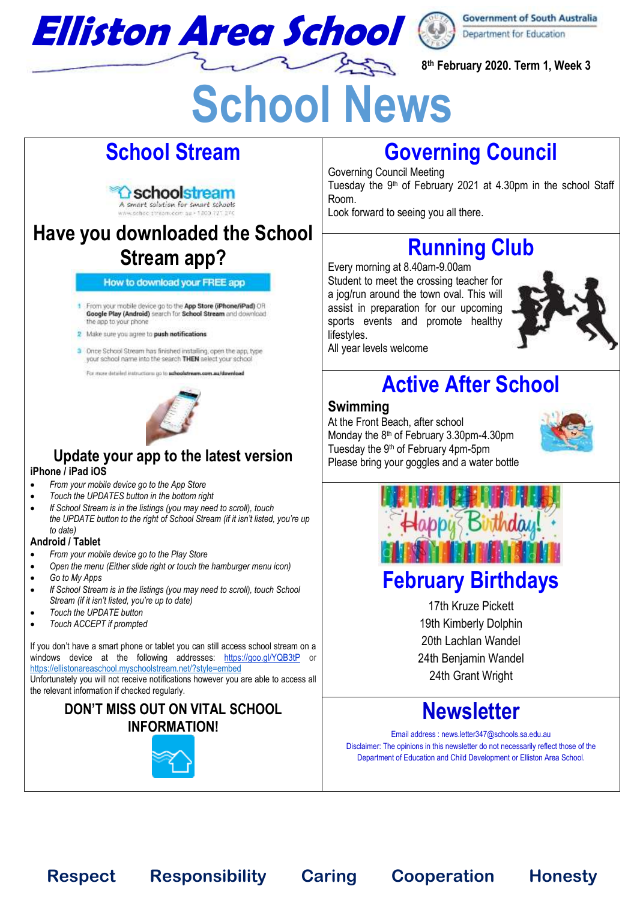# Elliston Area School

8th February 2020. Term 1, Week 3

# School News

## School Stream

schoolstream
A smart solution for smart schools
www.schoolstream.com.au • 1300 721 270

## Have you downloaded the School Stream app?

**How to download your FREE app**

1. From your mobile device go to the **App Store (iPhone/iPad)** OR **Google Play (Android)** search for **School Stream** and download the app to your phone
2. Make sure you agree to **push notifications**
3. Once School Stream has finished installing, open the app, type your school name into the search **THEN** select your school

For more detailed instructions go to **schoolstream.com.au/download**

### Update your app to the latest version

**iPhone / iPad iOS**

- *From your mobile device go to the App Store*
- *Touch the UPDATES button in the bottom right*
- *If School Stream is in the listings (you may need to scroll), touch the UPDATE button to the right of School Stream (if it isn't listed, you're up to date)*

**Android / Tablet**

- *From your mobile device go to the Play Store*
- *Open the menu (Either slide right or touch the hamburger menu icon)*
- *Go to My Apps*
- *If School Stream is in the listings (you may need to scroll), touch School Stream (if it isn't listed, you're up to date)*
- *Touch the UPDATE button*
- *Touch ACCEPT if prompted*

If you don't have a smart phone or tablet you can still access school stream on a windows device at the following addresses: https://goo.gl/YQB3tP or https://ellistonareaschool.myschoolstream.net/?style=embed
Unfortunately you will not receive notifications however you are able to access all the relevant information if checked regularly.

**DON'T MISS OUT ON VITAL SCHOOL INFORMATION!**

## Governing Council

Governing Council Meeting
Tuesday the 9th of February 2021 at 4.30pm in the school Staff Room.
Look forward to seeing you all there.

## Running Club

Every morning at 8.40am-9.00am
Student to meet the crossing teacher for a jog/run around the town oval. This will assist in preparation for our upcoming sports events and promote healthy lifestyles.
All year levels welcome

## Active After School

### Swimming

At the Front Beach, after school
Monday the 8th of February 3.30pm-4.30pm
Tuesday the 9th of February 4pm-5pm
Please bring your goggles and a water bottle

Happy Birthday!

## February Birthdays

17th Kruze Pickett
19th Kimberly Dolphin
20th Lachlan Wandel
24th Benjamin Wandel
24th Grant Wright

## Newsletter

Email address : news.letter347@schools.sa.edu.au
Disclaimer: The opinions in this newsletter do not necessarily reflect those of the Department of Education and Child Development or Elliston Area School.

**Respect Responsibility Caring Cooperation Honesty**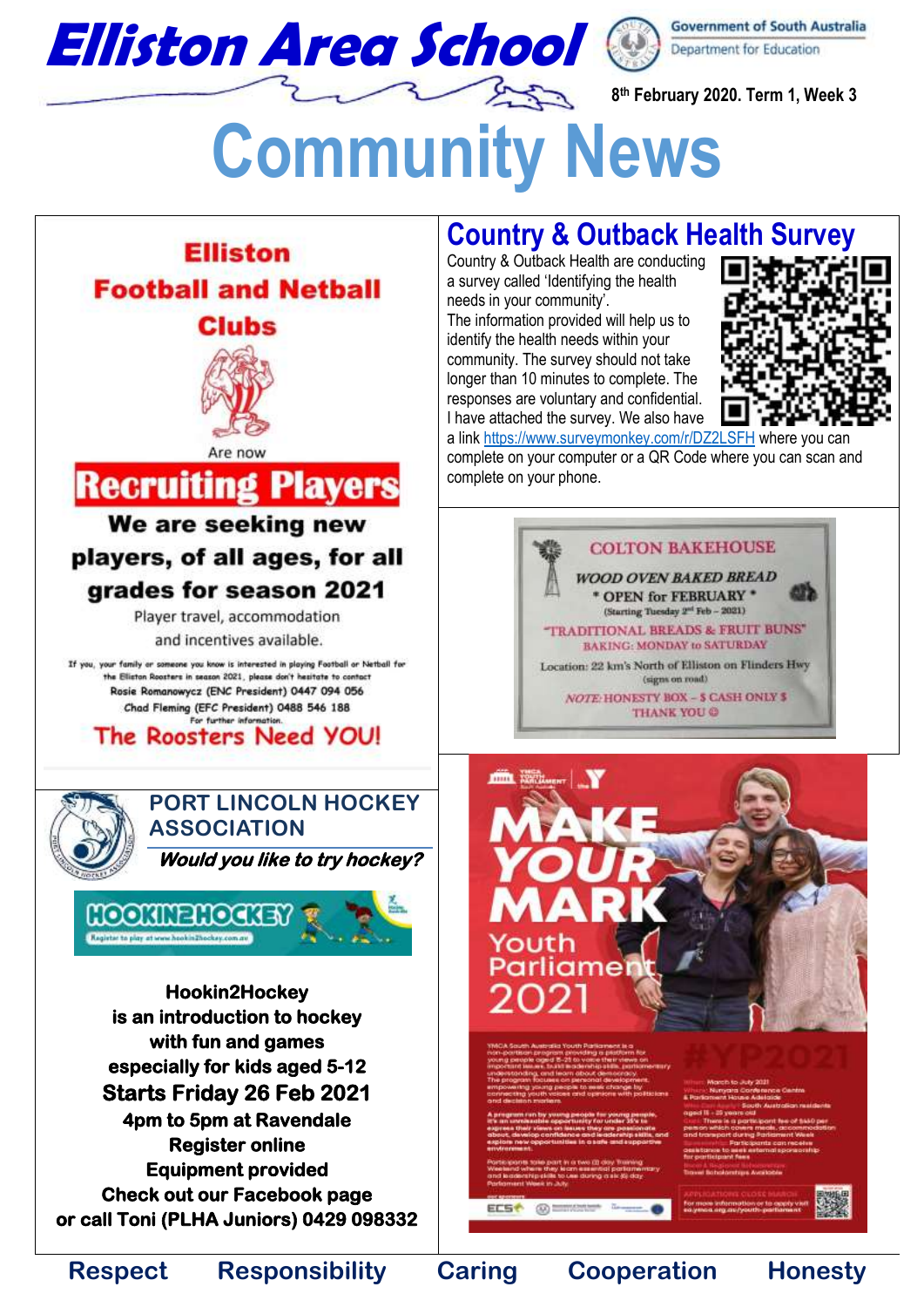# Elliston Area School

8th February 2020. Term 1, Week 3

# Community News

## Elliston Football and Netball Clubs

Are now

**Recruiting Players**

**We are seeking new players, of all ages, for all grades for season 2021**

Player travel, accommodation and incentives available.

If you, your family or someone you know is interested in playing Football or Netball for the Elliston Roosters in season 2021, please don't hesitate to contact

Rosie Romanowycz (ENC President) 0447 094 056

Chad Fleming (EFC President) 0488 546 188

For further information.

**The Roosters Need YOU!**

## PORT LINCOLN HOCKEY ASSOCIATION

***Would you like to try hockey?***

HOOKIN2HOCKEY

Register to play at www.hookin2hockey.com.au

**Hookin2Hockey is an introduction to hockey with fun and games especially for kids aged 5-12**

**Starts Friday 26 Feb 2021**

**4pm to 5pm at Ravendale**

**Register online**

**Equipment provided**

**Check out our Facebook page or call Toni (PLHA Juniors) 0429 098332**

## Country & Outback Health Survey

Country & Outback Health are conducting a survey called 'Identifying the health needs in your community'.

The information provided will help us to identify the health needs within your community. The survey should not take longer than 10 minutes to complete. The responses are voluntary and confidential. I have attached the survey. We also have a link https://www.surveymonkey.com/r/DZ2LSFH where you can complete on your computer or a QR Code where you can scan and complete on your phone.

## COLTON BAKEHOUSE

*WOOD OVEN BAKED BREAD*

\* OPEN for FEBRUARY \*

(Starting Tuesday 2nd Feb – 2021)

"TRADITIONAL BREADS & FRUIT BUNS"

BAKING: MONDAY to SATURDAY

Location: 22 km's North of Elliston on Flinders Hwy

(signs on road)

*NOTE:* HONESTY BOX – $ CASH ONLY $

THANK YOU ☺

## MAKE YOUR MARK

Youth Parliament 2021

#YP2021

Respect Responsibility Caring Cooperation Honesty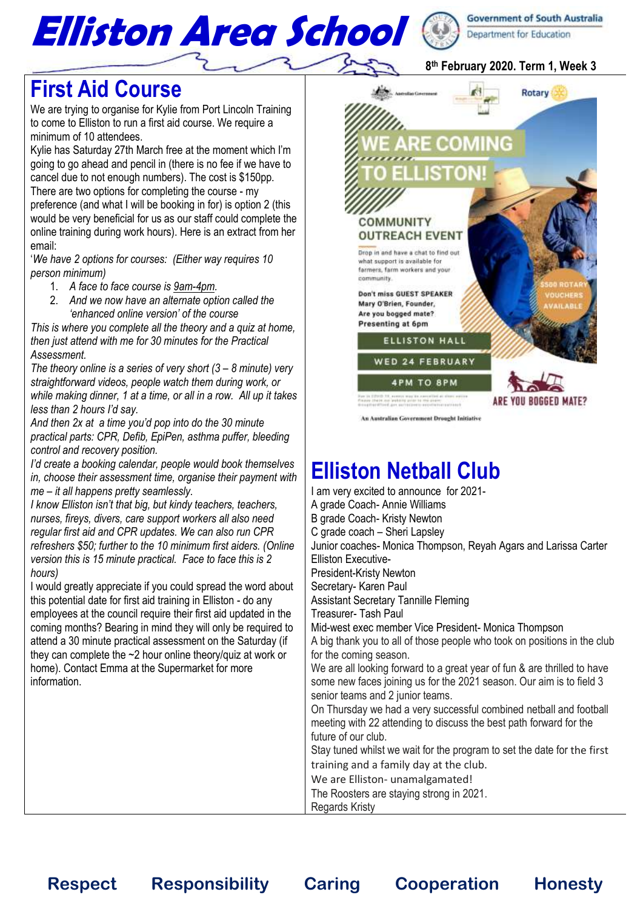# Elliston Area School

Government of South Australia
Department for Education

8th February 2020. Term 1, Week 3

## First Aid Course

We are trying to organise for Kylie from Port Lincoln Training to come to Elliston to run a first aid course. We require a minimum of 10 attendees.

Kylie has Saturday 27th March free at the moment which I'm going to go ahead and pencil in (there is no fee if we have to cancel due to not enough numbers). The cost is $150pp.

There are two options for completing the course - my preference (and what I will be booking in for) is option 2 (this would be very beneficial for us as our staff could complete the online training during work hours). Here is an extract from her email:

'*We have 2 options for courses: (Either way requires 10 person minimum)*

1. *A face to face course is 9am-4pm.*
2. *And we now have an alternate option called the 'enhanced online version' of the course*

*This is where you complete all the theory and a quiz at home, then just attend with me for 30 minutes for the Practical Assessment.*

*The theory online is a series of very short (3 – 8 minute) very straightforward videos, people watch them during work, or while making dinner, 1 at a time, or all in a row. All up it takes less than 2 hours I'd say.*

*And then 2x at a time you'd pop into do the 30 minute practical parts: CPR, Defib, EpiPen, asthma puffer, bleeding control and recovery position.*

*I'd create a booking calendar, people would book themselves in, choose their assessment time, organise their payment with me – it all happens pretty seamlessly.*

*I know Elliston isn't that big, but kindy teachers, teachers, nurses, fireys, divers, care support workers all also need regular first aid and CPR updates. We can also run CPR refreshers $50; further to the 10 minimum first aiders. (Online version this is 15 minute practical. Face to face this is 2 hours)*

I would greatly appreciate if you could spread the word about this potential date for first aid training in Elliston - do any employees at the council require their first aid updated in the coming months? Bearing in mind they will only be required to attend a 30 minute practical assessment on the Saturday (if they can complete the ~2 hour online theory/quiz at work or home). Contact Emma at the Supermarket for more information.

Australian Government · Rotary

**WE ARE COMING TO ELLISTON!**

**COMMUNITY OUTREACH EVENT**

Drop in and have a chat to find out what support is available for farmers, farm workers and your community.

Don't miss GUEST SPEAKER Mary O'Brien, Founder, Are you bogged mate? Presenting at 6pm

$500 ROTARY VOUCHERS AVAILABLE

ELLISTON HALL
WED 24 FEBRUARY
4PM TO 8PM

ARE YOU BOGGED MATE?

An Australian Government Drought Initiative

## Elliston Netball Club

I am very excited to announce for 2021-

A grade Coach- Annie Williams
B grade Coach- Kristy Newton
C grade coach – Sheri Lapsley
Junior coaches- Monica Thompson, Reyah Agars and Larissa Carter

Elliston Executive-
President-Kristy Newton
Secretary- Karen Paul
Assistant Secretary Tannille Fleming
Treasurer- Tash Paul
Mid-west exec member Vice President- Monica Thompson

A big thank you to all of those people who took on positions in the club for the coming season.

We are all looking forward to a great year of fun & are thrilled to have some new faces joining us for the 2021 season. Our aim is to field 3 senior teams and 2 junior teams.

On Thursday we had a very successful combined netball and football meeting with 22 attending to discuss the best path forward for the future of our club.

Stay tuned whilst we wait for the program to set the date for the first training and a family day at the club.

We are Elliston- unamalgamated!

The Roosters are staying strong in 2021.

Regards Kristy

**Respect Responsibility Caring Cooperation Honesty**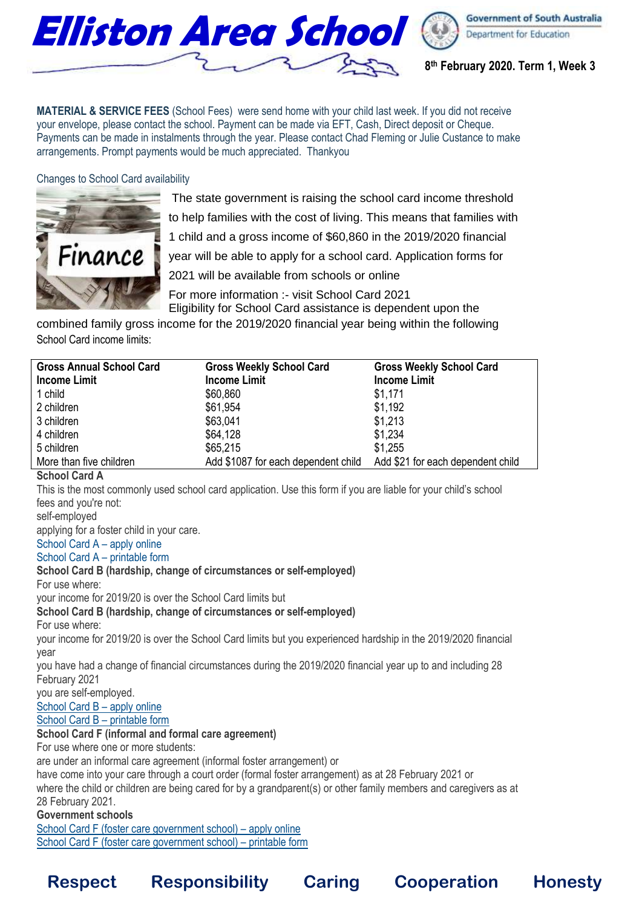**MATERIAL & SERVICE FEES** (School Fees) were send home with your child last week. If you did not receive your envelope, please contact the school. Payment can be made via EFT, Cash, Direct deposit or Cheque. Payments can be made in instalments through the year. Please contact Chad Fleming or Julie Custance to make arrangements. Prompt payments would be much appreciated. Thankyou

Changes to School Card availability

The state government is raising the school card income threshold to help families with the cost of living. This means that families with 1 child and a gross income of $60,860 in the 2019/2020 financial year will be able to apply for a school card. Application forms for 2021 will be available from schools or online

For more information :- visit School Card 2021

Eligibility for School Card assistance is dependent upon the combined family gross income for the 2019/2020 financial year being within the following School Card income limits:

| Gross Annual School Card Income Limit | Gross Weekly School Card Income Limit | Gross Weekly School Card Income Limit |
|---|---|---|
| 1 child | $60,860 | $1,171 |
| 2 children | $61,954 | $1,192 |
| 3 children | $63,041 | $1,213 |
| 4 children | $64,128 | $1,234 |
| 5 children | $65,215 | $1,255 |
| More than five children | Add $1087 for each dependent child | Add $21 for each dependent child |

**School Card A**

This is the most commonly used school card application. Use this form if you are liable for your child's school fees and you're not:

self-employed

applying for a foster child in your care.

School Card A – apply online

School Card A – printable form

**School Card B (hardship, change of circumstances or self-employed)**

For use where:

your income for 2019/20 is over the School Card limits but

**School Card B (hardship, change of circumstances or self-employed)**

For use where:

your income for 2019/20 is over the School Card limits but you experienced hardship in the 2019/2020 financial year

you have had a change of financial circumstances during the 2019/2020 financial year up to and including 28 February 2021

you are self-employed.

School Card B – apply online

School Card B – printable form

**School Card F (informal and formal care agreement)**

For use where one or more students:

are under an informal care agreement (informal foster arrangement) or

have come into your care through a court order (formal foster arrangement) as at 28 February 2021 or

where the child or children are being cared for by a grandparent(s) or other family members and caregivers as at 28 February 2021.

**Government schools**

School Card F (foster care government school) – apply online

School Card F (foster care government school) – printable form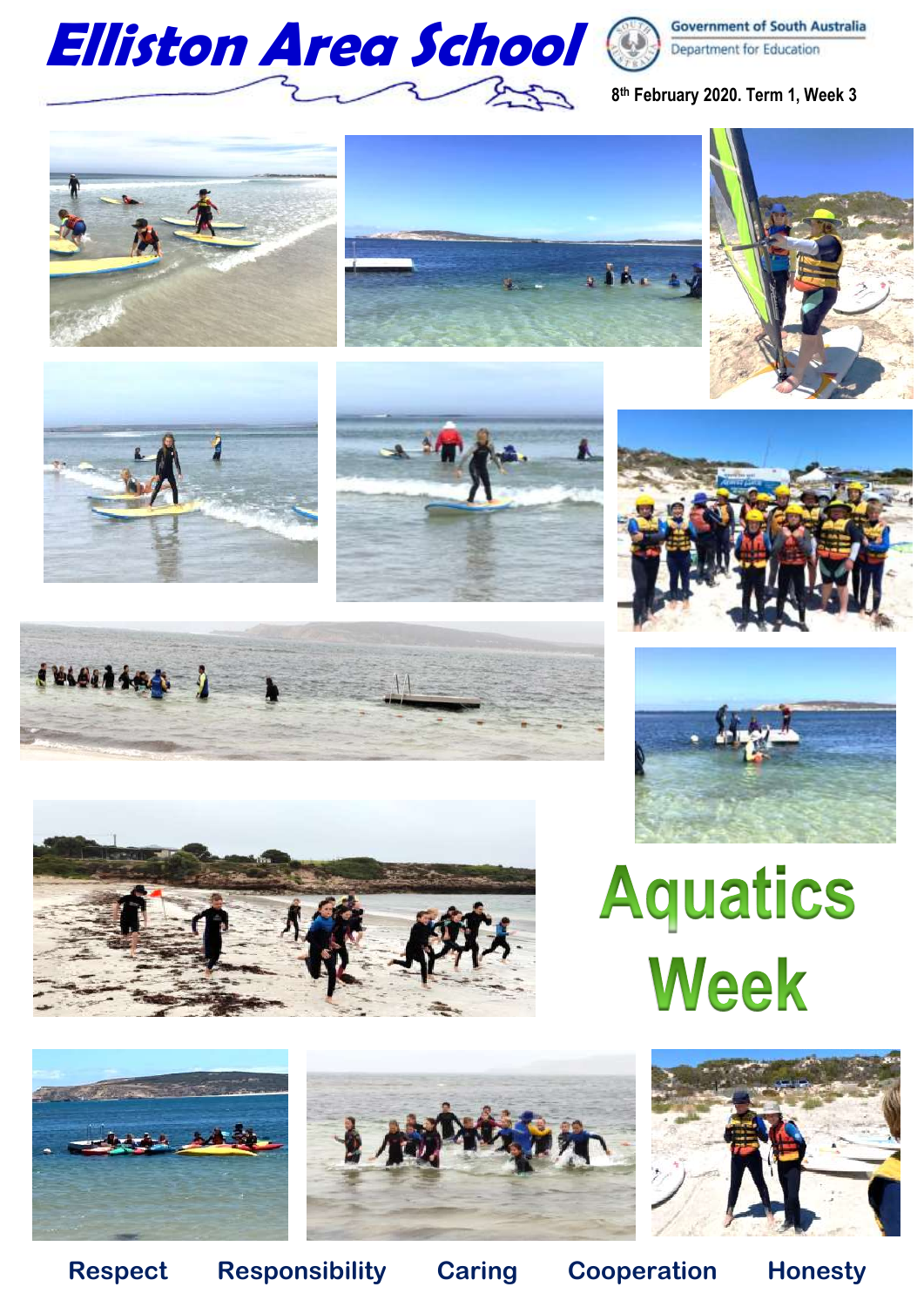# Elliston Area School

Government of South Australia
Department for Education

8th February 2020. Term 1, Week 3

## Aquatics Week

**Respect Responsibility Caring Cooperation Honesty**